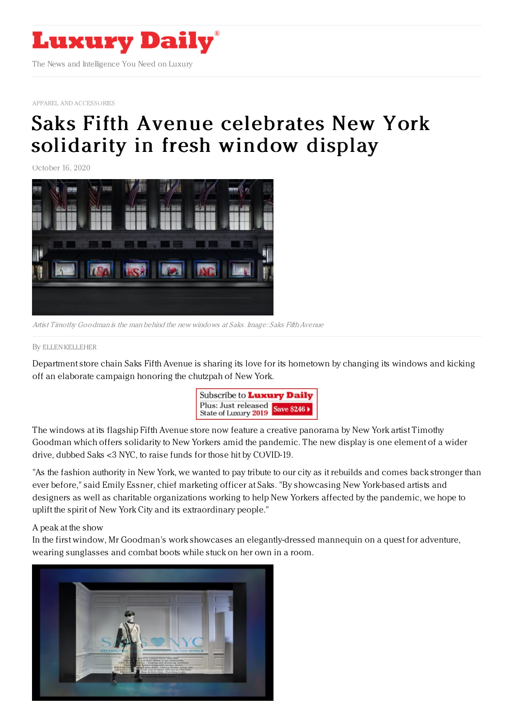# Luxury Daily

The News and Intelligence You Need on Luxury

APPAREL AND ACCESSORIES

# Saks Fifth Avenue celebrates New York solidarity in fresh window display

October 16, 2020

*Artist Timothy Goodman is the man behind the new windows at Saks. Image: Saks Fifth Avenue*

By ELLEN KELLEHER

Department store chain Saks Fifth Avenue is sharing its love for its hometown by changing its windows and kicking off an elaborate campaign honoring the chutzpah of New York.

The windows at its flagship Fifth Avenue store now feature a creative panorama by New York artist Timothy Goodman which offers solidarity to New Yorkers amid the pandemic. The new display is one element of a wider drive, dubbed Saks <3 NYC, to raise funds for those hit by COVID-19.

"As the fashion authority in New York, we wanted to pay tribute to our city as it rebuilds and comes back stronger than ever before," said Emily Essner, chief marketing officer at Saks. "By showcasing New York-based artists and designers as well as charitable organizations working to help New Yorkers affected by the pandemic, we hope to uplift the spirit of New York City and its extraordinary people."

A peak at the show

In the first window, Mr Goodman's work showcases an elegantly-dressed mannequin on a quest for adventure, wearing sunglasses and combat boots while stuck on her own in a room.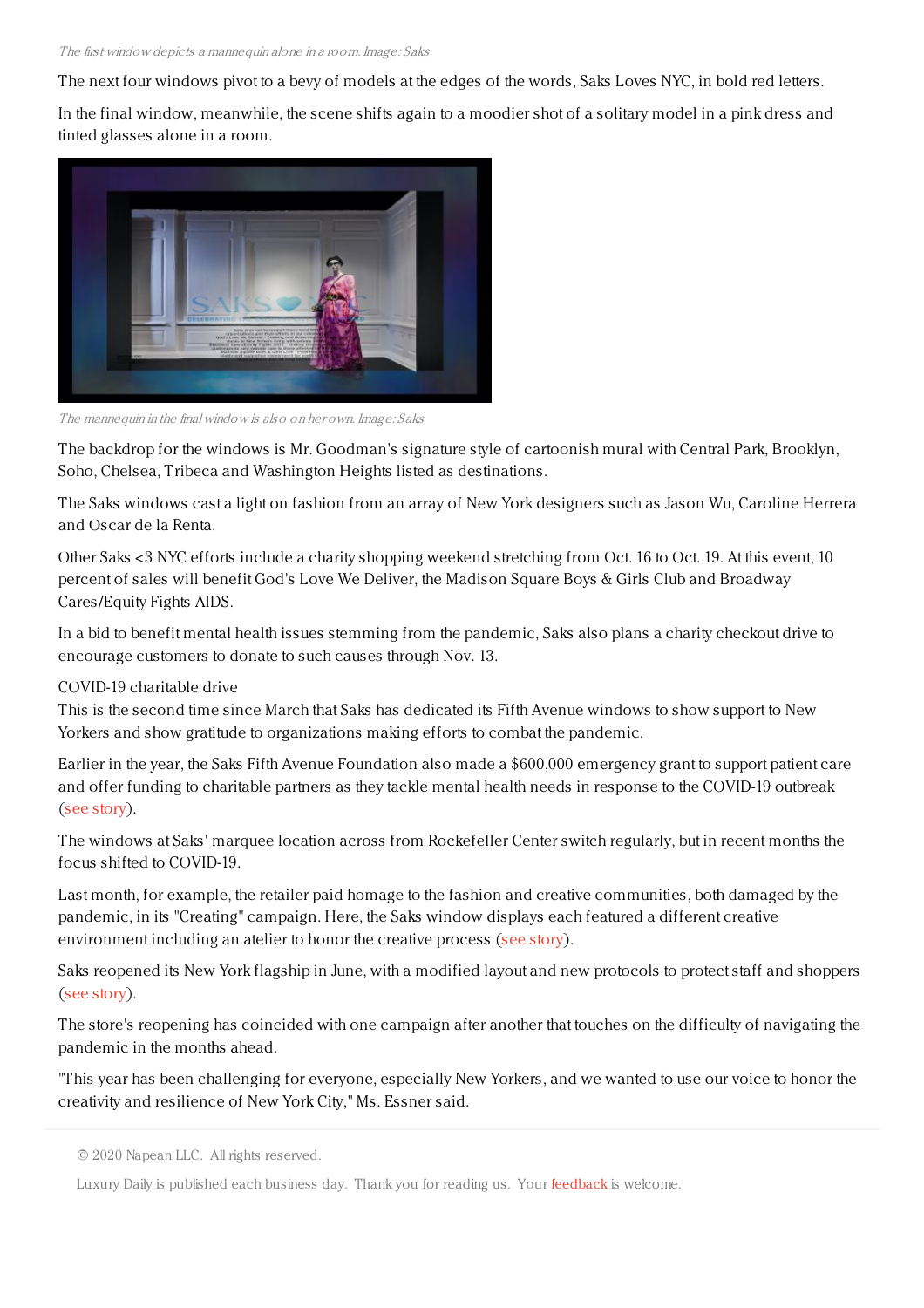*The first window depicts a mannequin alone in a room. Image: Saks*

The next four windows pivot to a bevy of models at the edges of the words, Saks Loves NYC, in bold red letters.

In the final window, meanwhile, the scene shifts again to a moodier shot of a solitary model in a pink dress and tinted glasses alone in a room.

*The mannequin in the final window is also on her own. Image: Saks*

The backdrop for the windows is Mr. Goodman's signature style of cartoonish mural with Central Park, Brooklyn, Soho, Chelsea, Tribeca and Washington Heights listed as destinations.

The Saks windows cast a light on fashion from an array of New York designers such as Jason Wu, Caroline Herrera and Oscar de la Renta.

Other Saks <3 NYC efforts include a charity shopping weekend stretching from Oct. 16 to Oct. 19. At this event, 10 percent of sales will benefit God's Love We Deliver, the Madison Square Boys & Girls Club and Broadway Cares/Equity Fights AIDS.

In a bid to benefit mental health issues stemming from the pandemic, Saks also plans a charity checkout drive to encourage customers to donate to such causes through Nov. 13.

COVID-19 charitable drive

This is the second time since March that Saks has dedicated its Fifth Avenue windows to show support to New Yorkers and show gratitude to organizations making efforts to combat the pandemic.

Earlier in the year, the Saks Fifth Avenue Foundation also made a $600,000 emergency grant to support patient care and offer funding to charitable partners as they tackle mental health needs in response to the COVID-19 outbreak (see story).

The windows at Saks' marquee location across from Rockefeller Center switch regularly, but in recent months the focus shifted to COVID-19.

Last month, for example, the retailer paid homage to the fashion and creative communities, both damaged by the pandemic, in its "Creating" campaign. Here, the Saks window displays each featured a different creative environment including an atelier to honor the creative process (see story).

Saks reopened its New York flagship in June, with a modified layout and new protocols to protect staff and shoppers (see story).

The store's reopening has coincided with one campaign after another that touches on the difficulty of navigating the pandemic in the months ahead.

"This year has been challenging for everyone, especially New Yorkers, and we wanted to use our voice to honor the creativity and resilience of New York City," Ms. Essner said.

© 2020 Napean LLC. All rights reserved.

Luxury Daily is published each business day. Thank you for reading us. Your feedback is welcome.